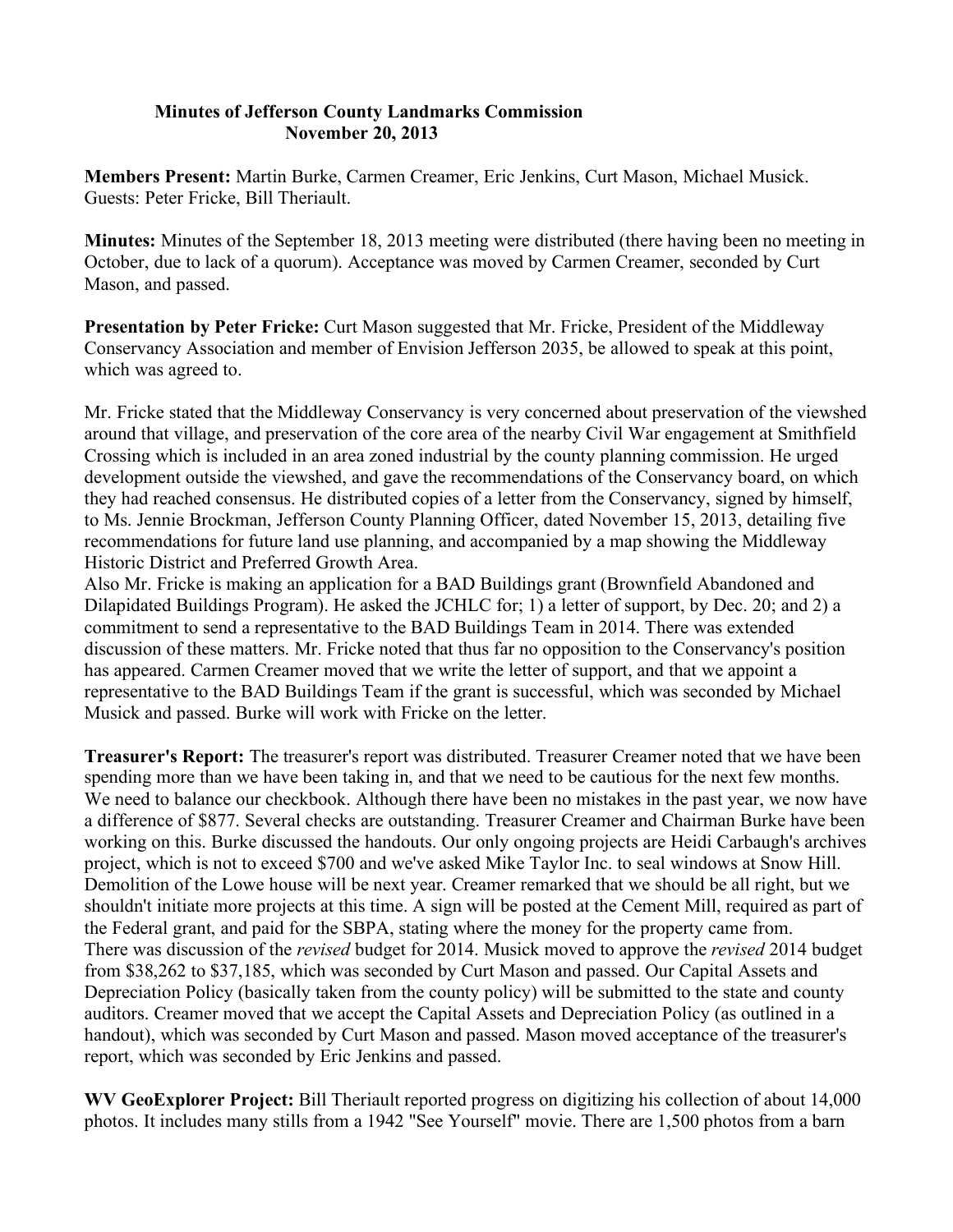# Minutes of Jefferson County Landmarks Commission
## November 20, 2013

**Members Present:** Martin Burke, Carmen Creamer, Eric Jenkins, Curt Mason, Michael Musick. Guests: Peter Fricke, Bill Theriault.

**Minutes:** Minutes of the September 18, 2013 meeting were distributed (there having been no meeting in October, due to lack of a quorum). Acceptance was moved by Carmen Creamer, seconded by Curt Mason, and passed.

**Presentation by Peter Fricke:** Curt Mason suggested that Mr. Fricke, President of the Middleway Conservancy Association and member of Envision Jefferson 2035, be allowed to speak at this point, which was agreed to.

Mr. Fricke stated that the Middleway Conservancy is very concerned about preservation of the viewshed around that village, and preservation of the core area of the nearby Civil War engagement at Smithfield Crossing which is included in an area zoned industrial by the county planning commission. He urged development outside the viewshed, and gave the recommendations of the Conservancy board, on which they had reached consensus. He distributed copies of a letter from the Conservancy, signed by himself, to Ms. Jennie Brockman, Jefferson County Planning Officer, dated November 15, 2013, detailing five recommendations for future land use planning, and accompanied by a map showing the Middleway Historic District and Preferred Growth Area.
Also Mr. Fricke is making an application for a BAD Buildings grant (Brownfield Abandoned and Dilapidated Buildings Program). He asked the JCHLC for; 1) a letter of support, by Dec. 20; and 2) a commitment to send a representative to the BAD Buildings Team in 2014. There was extended discussion of these matters. Mr. Fricke noted that thus far no opposition to the Conservancy's position has appeared. Carmen Creamer moved that we write the letter of support, and that we appoint a representative to the BAD Buildings Team if the grant is successful, which was seconded by Michael Musick and passed. Burke will work with Fricke on the letter.

**Treasurer's Report:** The treasurer's report was distributed. Treasurer Creamer noted that we have been spending more than we have been taking in, and that we need to be cautious for the next few months. We need to balance our checkbook. Although there have been no mistakes in the past year, we now have a difference of $877. Several checks are outstanding. Treasurer Creamer and Chairman Burke have been working on this. Burke discussed the handouts. Our only ongoing projects are Heidi Carbaugh's archives project, which is not to exceed $700 and we've asked Mike Taylor Inc. to seal windows at Snow Hill. Demolition of the Lowe house will be next year. Creamer remarked that we should be all right, but we shouldn't initiate more projects at this time. A sign will be posted at the Cement Mill, required as part of the Federal grant, and paid for the SBPA, stating where the money for the property came from.
There was discussion of the *revised* budget for 2014. Musick moved to approve the *revised* 2014 budget from $38,262 to $37,185, which was seconded by Curt Mason and passed. Our Capital Assets and Depreciation Policy (basically taken from the county policy) will be submitted to the state and county auditors. Creamer moved that we accept the Capital Assets and Depreciation Policy (as outlined in a handout), which was seconded by Curt Mason and passed. Mason moved acceptance of the treasurer's report, which was seconded by Eric Jenkins and passed.

**WV GeoExplorer Project:** Bill Theriault reported progress on digitizing his collection of about 14,000 photos. It includes many stills from a 1942 "See Yourself" movie. There are 1,500 photos from a barn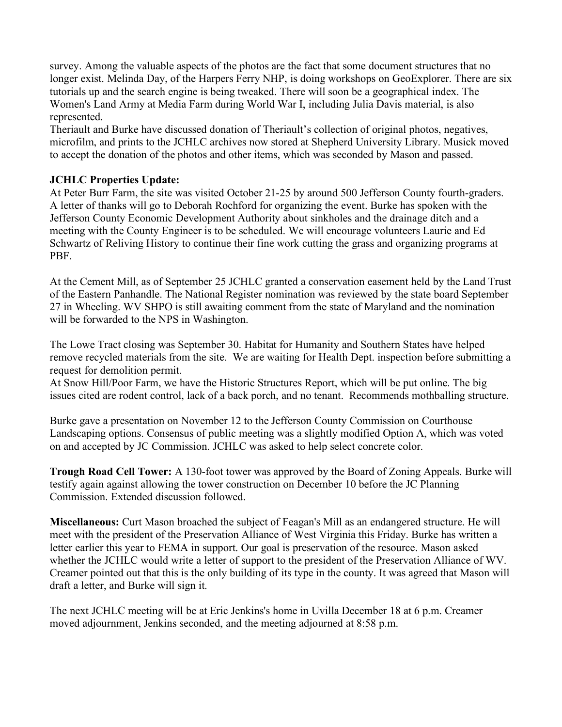survey. Among the valuable aspects of the photos are the fact that some document structures that no longer exist. Melinda Day, of the Harpers Ferry NHP, is doing workshops on GeoExplorer. There are six tutorials up and the search engine is being tweaked. There will soon be a geographical index. The Women's Land Army at Media Farm during World War I, including Julia Davis material, is also represented.
Theriault and Burke have discussed donation of Theriault's collection of original photos, negatives, microfilm, and prints to the JCHLC archives now stored at Shepherd University Library. Musick moved to accept the donation of the photos and other items, which was seconded by Mason and passed.

**JCHLC Properties Update:**
At Peter Burr Farm, the site was visited October 21-25 by around 500 Jefferson County fourth-graders. A letter of thanks will go to Deborah Rochford for organizing the event. Burke has spoken with the Jefferson County Economic Development Authority about sinkholes and the drainage ditch and a meeting with the County Engineer is to be scheduled. We will encourage volunteers Laurie and Ed Schwartz of Reliving History to continue their fine work cutting the grass and organizing programs at PBF.

At the Cement Mill, as of September 25 JCHLC granted a conservation easement held by the Land Trust of the Eastern Panhandle. The National Register nomination was reviewed by the state board September 27 in Wheeling. WV SHPO is still awaiting comment from the state of Maryland and the nomination will be forwarded to the NPS in Washington.

The Lowe Tract closing was September 30. Habitat for Humanity and Southern States have helped remove recycled materials from the site. We are waiting for Health Dept. inspection before submitting a request for demolition permit.
At Snow Hill/Poor Farm, we have the Historic Structures Report, which will be put online. The big issues cited are rodent control, lack of a back porch, and no tenant. Recommends mothballing structure.

Burke gave a presentation on November 12 to the Jefferson County Commission on Courthouse Landscaping options. Consensus of public meeting was a slightly modified Option A, which was voted on and accepted by JC Commission. JCHLC was asked to help select concrete color.

**Trough Road Cell Tower:** A 130-foot tower was approved by the Board of Zoning Appeals. Burke will testify again against allowing the tower construction on December 10 before the JC Planning Commission. Extended discussion followed.

**Miscellaneous:** Curt Mason broached the subject of Feagan's Mill as an endangered structure. He will meet with the president of the Preservation Alliance of West Virginia this Friday. Burke has written a letter earlier this year to FEMA in support. Our goal is preservation of the resource. Mason asked whether the JCHLC would write a letter of support to the president of the Preservation Alliance of WV. Creamer pointed out that this is the only building of its type in the county. It was agreed that Mason will draft a letter, and Burke will sign it.

The next JCHLC meeting will be at Eric Jenkins's home in Uvilla December 18 at 6 p.m. Creamer moved adjournment, Jenkins seconded, and the meeting adjourned at 8:58 p.m.